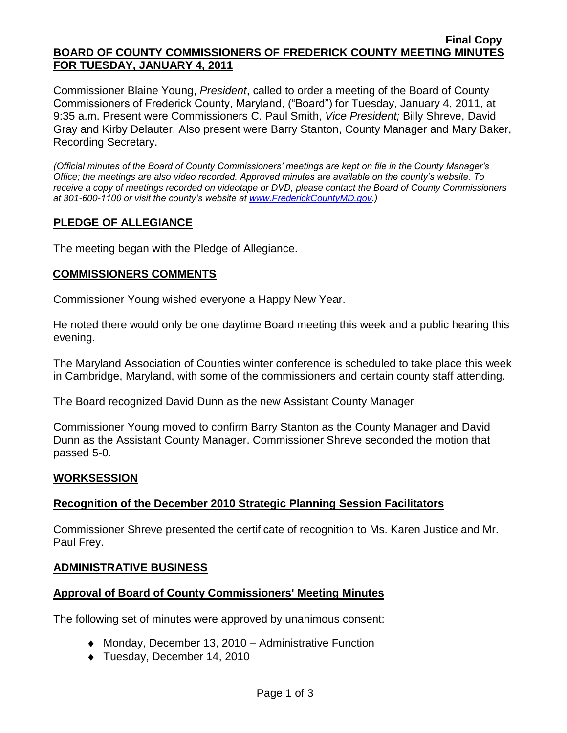**Final Copy**

# BOARD OF COUNTY COMMISSIONERS OF FREDERICK COUNTY MEETING MINUTES FOR TUESDAY, JANUARY 4, 2011

Commissioner Blaine Young, *President*, called to order a meeting of the Board of County Commissioners of Frederick County, Maryland, ("Board") for Tuesday, January 4, 2011, at 9:35 a.m. Present were Commissioners C. Paul Smith, *Vice President;* Billy Shreve, David Gray and Kirby Delauter. Also present were Barry Stanton, County Manager and Mary Baker, Recording Secretary.

*(Official minutes of the Board of County Commissioners' meetings are kept on file in the County Manager's Office; the meetings are also video recorded. Approved minutes are available on the county's website. To receive a copy of meetings recorded on videotape or DVD, please contact the Board of County Commissioners at 301-600-1100 or visit the county's website at www.FrederickCountyMD.gov.)*

## PLEDGE OF ALLEGIANCE

The meeting began with the Pledge of Allegiance.

## COMMISSIONERS COMMENTS

Commissioner Young wished everyone a Happy New Year.

He noted there would only be one daytime Board meeting this week and a public hearing this evening.

The Maryland Association of Counties winter conference is scheduled to take place this week in Cambridge, Maryland, with some of the commissioners and certain county staff attending.

The Board recognized David Dunn as the new Assistant County Manager

Commissioner Young moved to confirm Barry Stanton as the County Manager and David Dunn as the Assistant County Manager. Commissioner Shreve seconded the motion that passed 5-0.

## WORKSESSION

### Recognition of the December 2010 Strategic Planning Session Facilitators

Commissioner Shreve presented the certificate of recognition to Ms. Karen Justice and Mr. Paul Frey.

## ADMINISTRATIVE BUSINESS

### Approval of Board of County Commissioners' Meeting Minutes

The following set of minutes were approved by unanimous consent:

- Monday, December 13, 2010 – Administrative Function
- Tuesday, December 14, 2010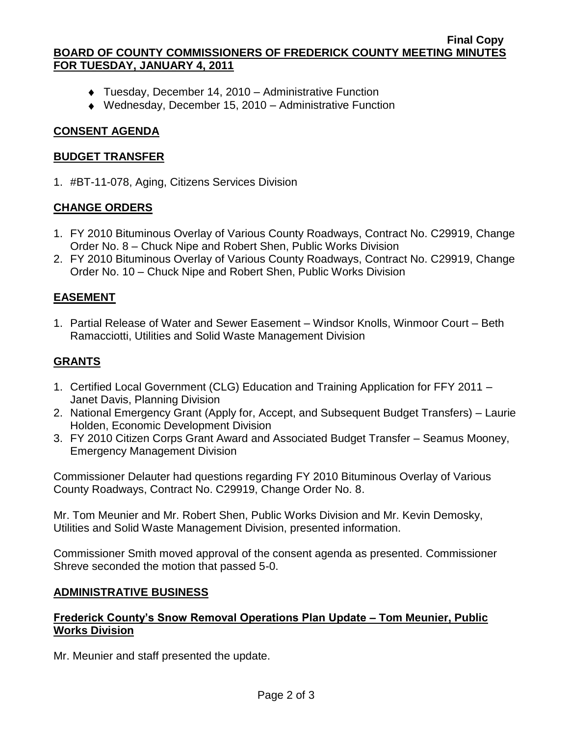- Tuesday, December 14, 2010 – Administrative Function
- Wednesday, December 15, 2010 – Administrative Function

## CONSENT AGENDA

## BUDGET TRANSFER

1. #BT-11-078, Aging, Citizens Services Division

## CHANGE ORDERS

1. FY 2010 Bituminous Overlay of Various County Roadways, Contract No. C29919, Change Order No. 8 – Chuck Nipe and Robert Shen, Public Works Division
2. FY 2010 Bituminous Overlay of Various County Roadways, Contract No. C29919, Change Order No. 10 – Chuck Nipe and Robert Shen, Public Works Division

## EASEMENT

1. Partial Release of Water and Sewer Easement – Windsor Knolls, Winmoor Court – Beth Ramacciotti, Utilities and Solid Waste Management Division

## GRANTS

1. Certified Local Government (CLG) Education and Training Application for FFY 2011 – Janet Davis, Planning Division
2. National Emergency Grant (Apply for, Accept, and Subsequent Budget Transfers) – Laurie Holden, Economic Development Division
3. FY 2010 Citizen Corps Grant Award and Associated Budget Transfer – Seamus Mooney, Emergency Management Division

Commissioner Delauter had questions regarding FY 2010 Bituminous Overlay of Various County Roadways, Contract No. C29919, Change Order No. 8.

Mr. Tom Meunier and Mr. Robert Shen, Public Works Division and Mr. Kevin Demosky, Utilities and Solid Waste Management Division, presented information.

Commissioner Smith moved approval of the consent agenda as presented. Commissioner Shreve seconded the motion that passed 5-0.

## ADMINISTRATIVE BUSINESS

### Frederick County's Snow Removal Operations Plan Update – Tom Meunier, Public Works Division

Mr. Meunier and staff presented the update.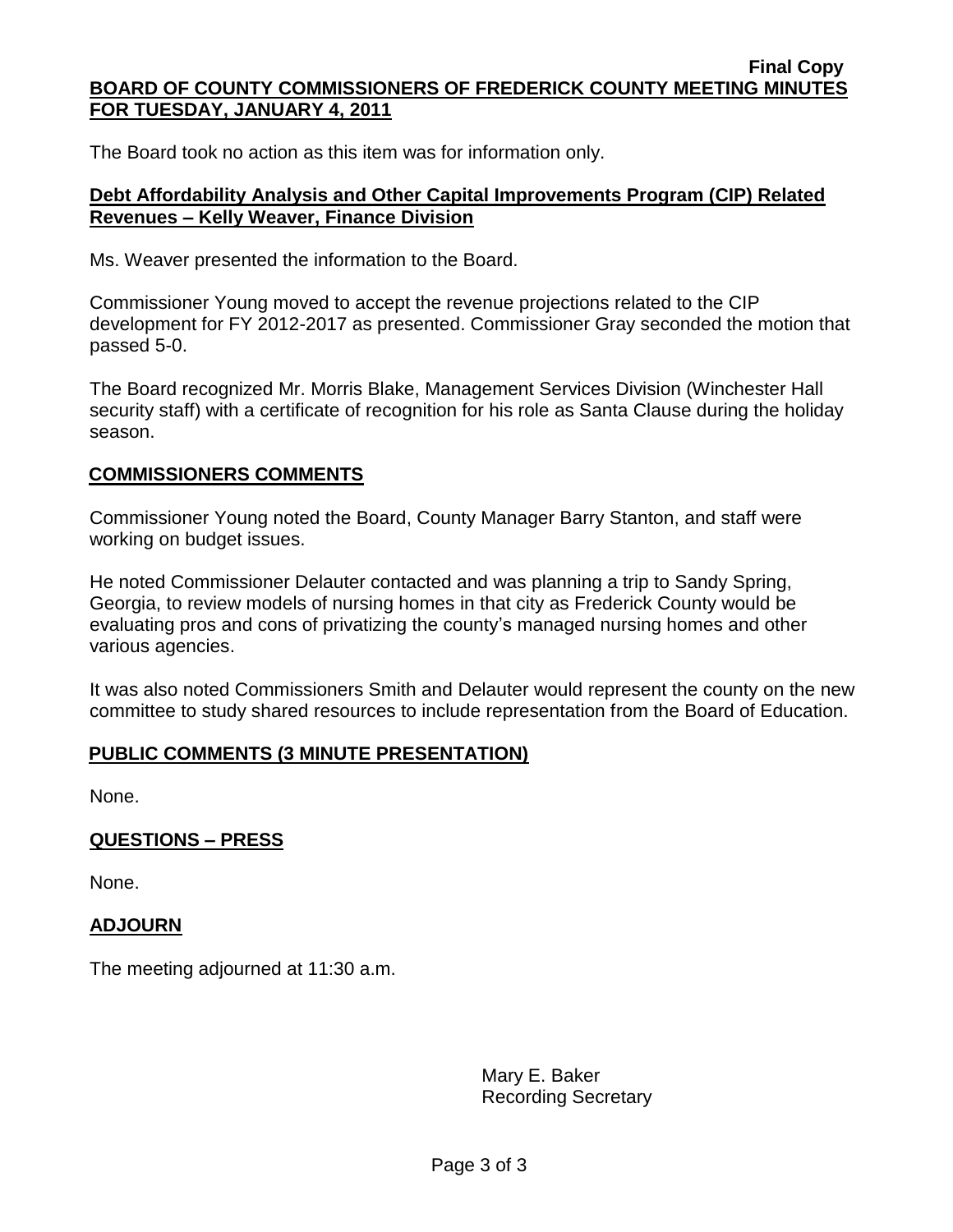The Board took no action as this item was for information only.

**Debt Affordability Analysis and Other Capital Improvements Program (CIP) Related Revenues – Kelly Weaver, Finance Division**

Ms. Weaver presented the information to the Board.

Commissioner Young moved to accept the revenue projections related to the CIP development for FY 2012-2017 as presented. Commissioner Gray seconded the motion that passed 5-0.

The Board recognized Mr. Morris Blake, Management Services Division (Winchester Hall security staff) with a certificate of recognition for his role as Santa Clause during the holiday season.

## COMMISSIONERS COMMENTS

Commissioner Young noted the Board, County Manager Barry Stanton, and staff were working on budget issues.

He noted Commissioner Delauter contacted and was planning a trip to Sandy Spring, Georgia, to review models of nursing homes in that city as Frederick County would be evaluating pros and cons of privatizing the county's managed nursing homes and other various agencies.

It was also noted Commissioners Smith and Delauter would represent the county on the new committee to study shared resources to include representation from the Board of Education.

## PUBLIC COMMENTS (3 MINUTE PRESENTATION)

None.

## QUESTIONS – PRESS

None.

## ADJOURN

The meeting adjourned at 11:30 a.m.

Mary E. Baker
Recording Secretary